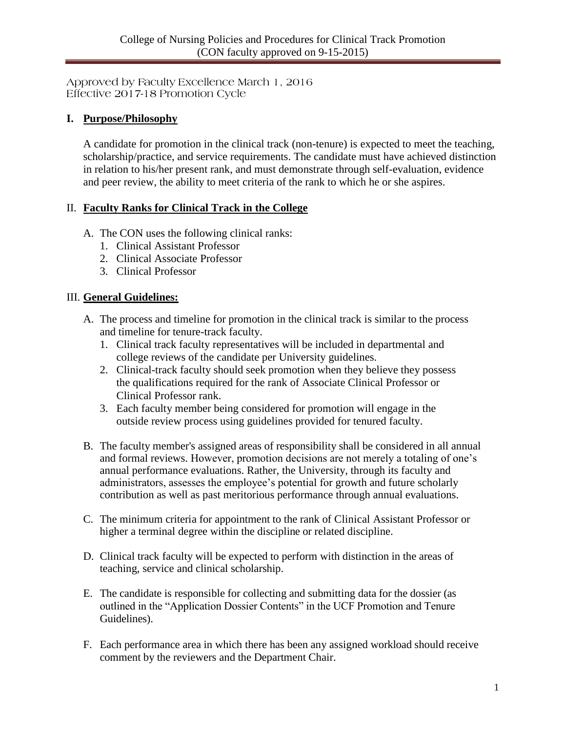# College of Nursing Policies and Procedures for Clinical Track Promotion
(CON faculty approved on 9-15-2015)

Approved by Faculty Excellence March 1, 2016
Effective 2017-18 Promotion Cycle

## I. Purpose/Philosophy

A candidate for promotion in the clinical track (non-tenure) is expected to meet the teaching, scholarship/practice, and service requirements. The candidate must have achieved distinction in relation to his/her present rank, and must demonstrate through self-evaluation, evidence and peer review, the ability to meet criteria of the rank to which he or she aspires.

## II. Faculty Ranks for Clinical Track in the College

A. The CON uses the following clinical ranks:
   1. Clinical Assistant Professor
   2. Clinical Associate Professor
   3. Clinical Professor

## III. General Guidelines:

A. The process and timeline for promotion in the clinical track is similar to the process and timeline for tenure-track faculty.
   1. Clinical track faculty representatives will be included in departmental and college reviews of the candidate per University guidelines.
   2. Clinical-track faculty should seek promotion when they believe they possess the qualifications required for the rank of Associate Clinical Professor or Clinical Professor rank.
   3. Each faculty member being considered for promotion will engage in the outside review process using guidelines provided for tenured faculty.

B. The faculty member's assigned areas of responsibility shall be considered in all annual and formal reviews. However, promotion decisions are not merely a totaling of one's annual performance evaluations. Rather, the University, through its faculty and administrators, assesses the employee's potential for growth and future scholarly contribution as well as past meritorious performance through annual evaluations.

C. The minimum criteria for appointment to the rank of Clinical Assistant Professor or higher a terminal degree within the discipline or related discipline.

D. Clinical track faculty will be expected to perform with distinction in the areas of teaching, service and clinical scholarship.

E. The candidate is responsible for collecting and submitting data for the dossier (as outlined in the "Application Dossier Contents" in the UCF Promotion and Tenure Guidelines).

F. Each performance area in which there has been any assigned workload should receive comment by the reviewers and the Department Chair.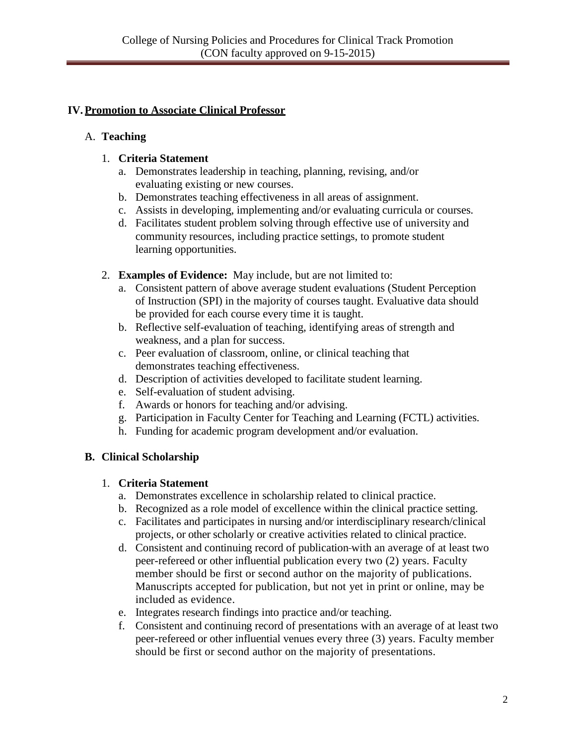## IV. Promotion to Associate Clinical Professor

### A. Teaching

1. **Criteria Statement**
   a. Demonstrates leadership in teaching, planning, revising, and/or evaluating existing or new courses.
   b. Demonstrates teaching effectiveness in all areas of assignment.
   c. Assists in developing, implementing and/or evaluating curricula or courses.
   d. Facilitates student problem solving through effective use of university and community resources, including practice settings, to promote student learning opportunities.

2. **Examples of Evidence:** May include, but are not limited to:
   a. Consistent pattern of above average student evaluations (Student Perception of Instruction (SPI) in the majority of courses taught. Evaluative data should be provided for each course every time it is taught.
   b. Reflective self-evaluation of teaching, identifying areas of strength and weakness, and a plan for success.
   c. Peer evaluation of classroom, online, or clinical teaching that demonstrates teaching effectiveness.
   d. Description of activities developed to facilitate student learning.
   e. Self-evaluation of student advising.
   f. Awards or honors for teaching and/or advising.
   g. Participation in Faculty Center for Teaching and Learning (FCTL) activities.
   h. Funding for academic program development and/or evaluation.

### B. Clinical Scholarship

1. **Criteria Statement**
   a. Demonstrates excellence in scholarship related to clinical practice.
   b. Recognized as a role model of excellence within the clinical practice setting.
   c. Facilitates and participates in nursing and/or interdisciplinary research/clinical projects, or other scholarly or creative activities related to clinical practice.
   d. Consistent and continuing record of publication with an average of at least two peer-refereed or other influential publication every two (2) years. Faculty member should be first or second author on the majority of publications. Manuscripts accepted for publication, but not yet in print or online, may be included as evidence.
   e. Integrates research findings into practice and/or teaching.
   f. Consistent and continuing record of presentations with an average of at least two peer-refereed or other influential venues every three (3) years. Faculty member should be first or second author on the majority of presentations.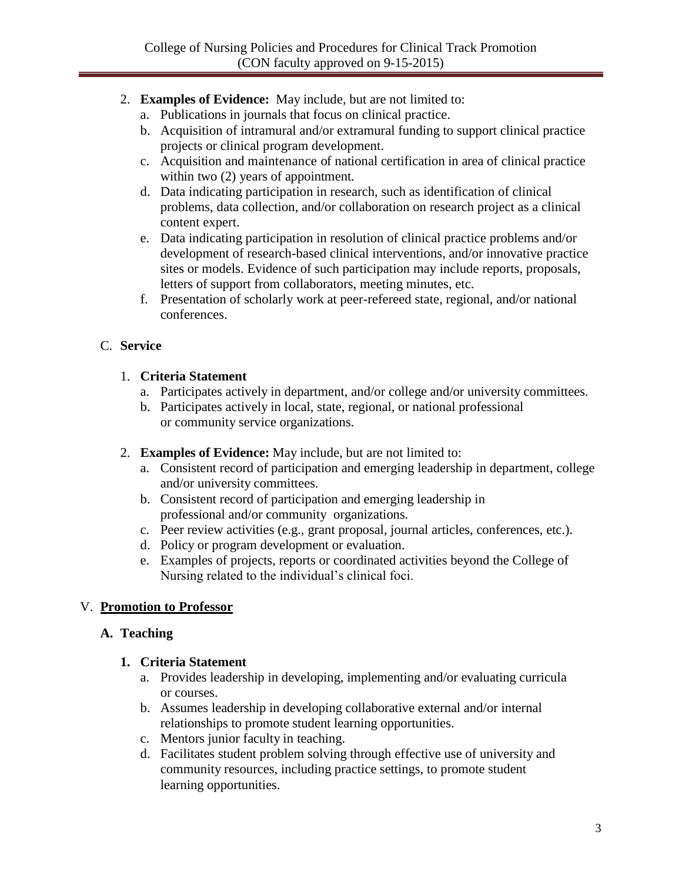2. **Examples of Evidence:** May include, but are not limited to:
   a. Publications in journals that focus on clinical practice.
   b. Acquisition of intramural and/or extramural funding to support clinical practice projects or clinical program development.
   c. Acquisition and maintenance of national certification in area of clinical practice within two (2) years of appointment.
   d. Data indicating participation in research, such as identification of clinical problems, data collection, and/or collaboration on research project as a clinical content expert.
   e. Data indicating participation in resolution of clinical practice problems and/or development of research-based clinical interventions, and/or innovative practice sites or models. Evidence of such participation may include reports, proposals, letters of support from collaborators, meeting minutes, etc.
   f. Presentation of scholarly work at peer-refereed state, regional, and/or national conferences.

C. **Service**

1. **Criteria Statement**
   a. Participates actively in department, and/or college and/or university committees.
   b. Participates actively in local, state, regional, or national professional or community service organizations.

2. **Examples of Evidence:** May include, but are not limited to:
   a. Consistent record of participation and emerging leadership in department, college and/or university committees.
   b. Consistent record of participation and emerging leadership in professional and/or community organizations.
   c. Peer review activities (e.g., grant proposal, journal articles, conferences, etc.).
   d. Policy or program development or evaluation.
   e. Examples of projects, reports or coordinated activities beyond the College of Nursing related to the individual's clinical foci.

## V. <u>**Promotion to Professor**</u>

### A. Teaching

**1. Criteria Statement**

a. Provides leadership in developing, implementing and/or evaluating curricula or courses.
b. Assumes leadership in developing collaborative external and/or internal relationships to promote student learning opportunities.
c. Mentors junior faculty in teaching.
d. Facilitates student problem solving through effective use of university and community resources, including practice settings, to promote student learning opportunities.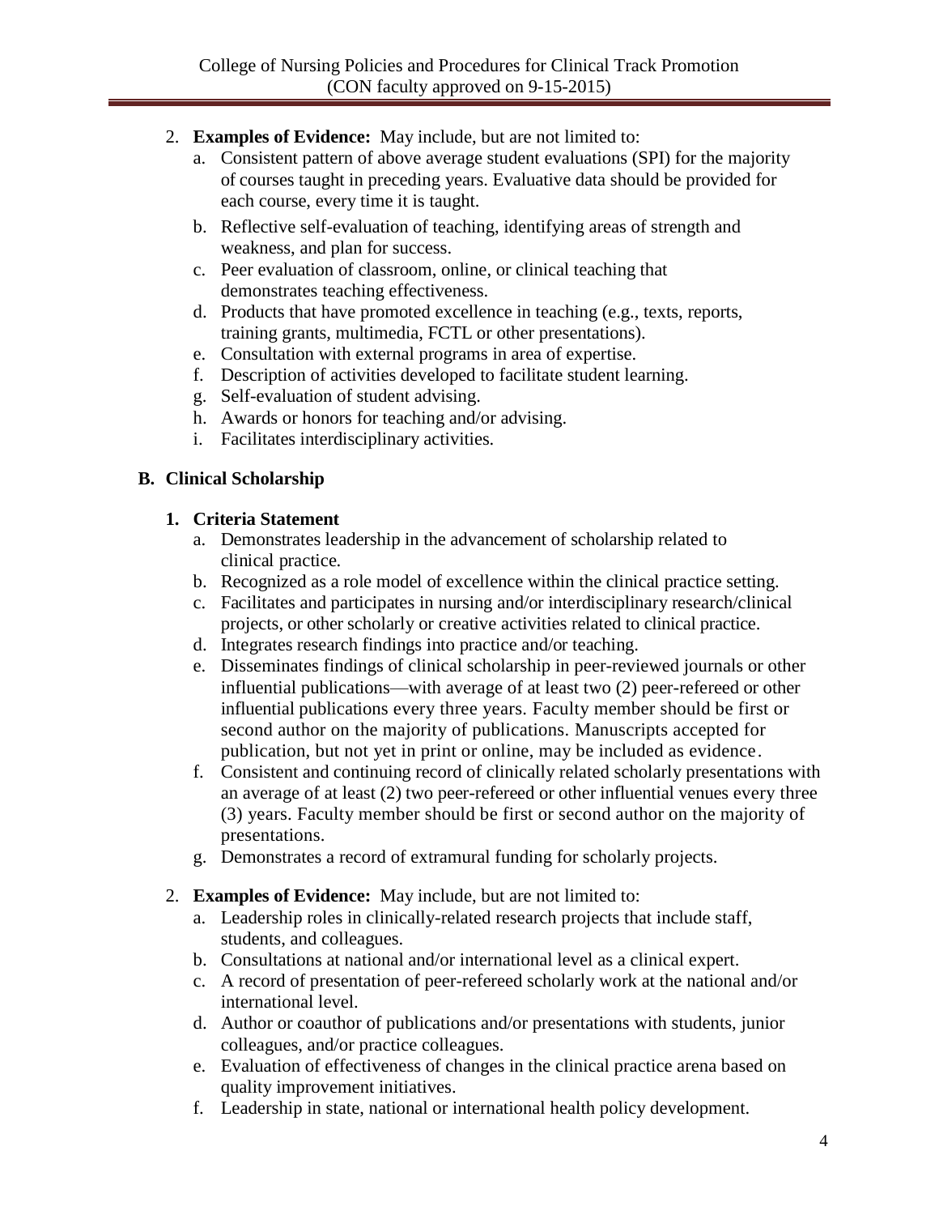2. **Examples of Evidence:** May include, but are not limited to:
    a. Consistent pattern of above average student evaluations (SPI) for the majority of courses taught in preceding years. Evaluative data should be provided for each course, every time it is taught.
    b. Reflective self-evaluation of teaching, identifying areas of strength and weakness, and plan for success.
    c. Peer evaluation of classroom, online, or clinical teaching that demonstrates teaching effectiveness.
    d. Products that have promoted excellence in teaching (e.g., texts, reports, training grants, multimedia, FCTL or other presentations).
    e. Consultation with external programs in area of expertise.
    f. Description of activities developed to facilitate student learning.
    g. Self-evaluation of student advising.
    h. Awards or honors for teaching and/or advising.
    i. Facilitates interdisciplinary activities.

## B. Clinical Scholarship

### 1. Criteria Statement

a. Demonstrates leadership in the advancement of scholarship related to clinical practice.
b. Recognized as a role model of excellence within the clinical practice setting.
c. Facilitates and participates in nursing and/or interdisciplinary research/clinical projects, or other scholarly or creative activities related to clinical practice.
d. Integrates research findings into practice and/or teaching.
e. Disseminates findings of clinical scholarship in peer-reviewed journals or other influential publications—with average of at least two (2) peer-refereed or other influential publications every three years. Faculty member should be first or second author on the majority of publications. Manuscripts accepted for publication, but not yet in print or online, may be included as evidence.
f. Consistent and continuing record of clinically related scholarly presentations with an average of at least (2) two peer-refereed or other influential venues every three (3) years. Faculty member should be first or second author on the majority of presentations.
g. Demonstrates a record of extramural funding for scholarly projects.

2. **Examples of Evidence:** May include, but are not limited to:
    a. Leadership roles in clinically-related research projects that include staff, students, and colleagues.
    b. Consultations at national and/or international level as a clinical expert.
    c. A record of presentation of peer-refereed scholarly work at the national and/or international level.
    d. Author or coauthor of publications and/or presentations with students, junior colleagues, and/or practice colleagues.
    e. Evaluation of effectiveness of changes in the clinical practice arena based on quality improvement initiatives.
    f. Leadership in state, national or international health policy development.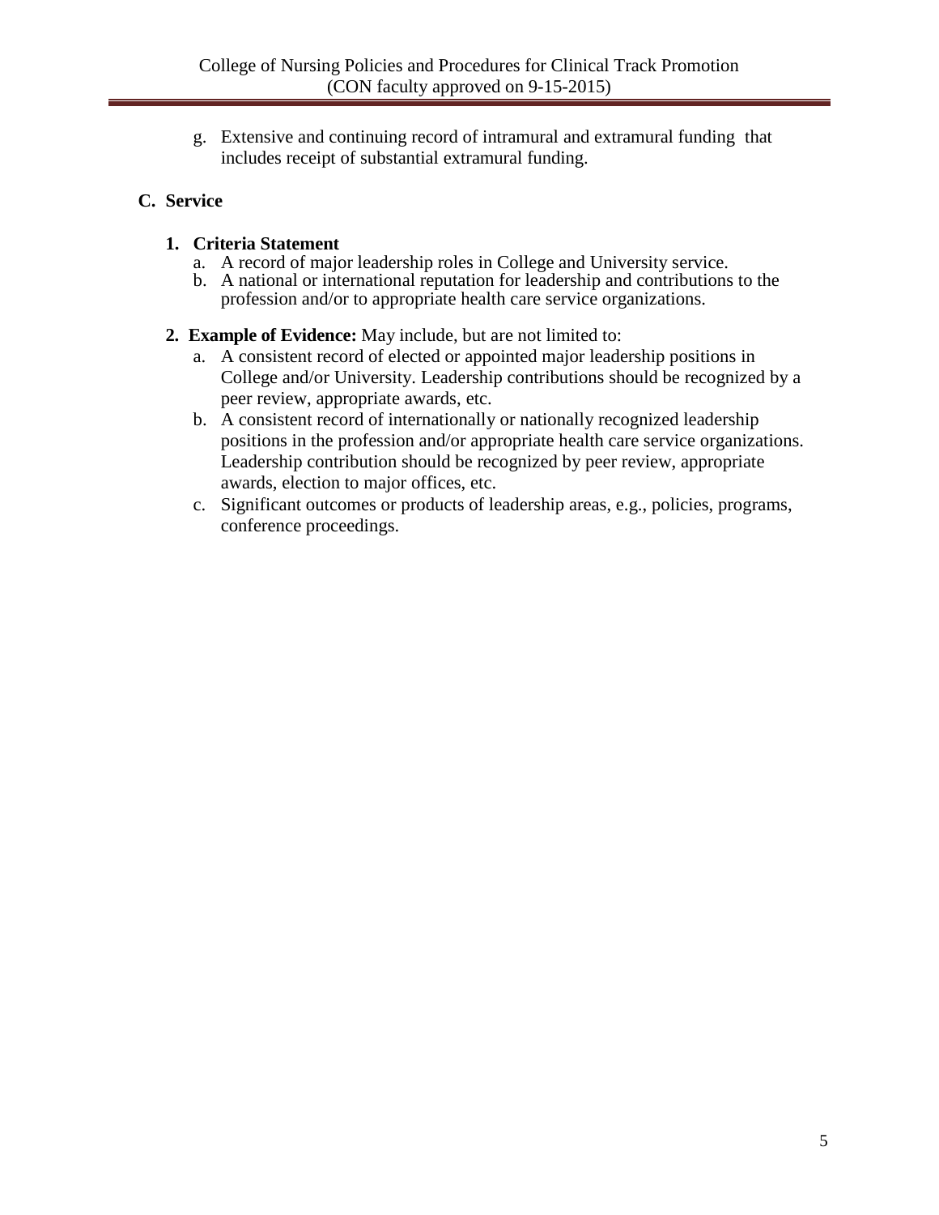g. Extensive and continuing record of intramural and extramural funding that includes receipt of substantial extramural funding.

## C. Service

### 1. Criteria Statement

a. A record of major leadership roles in College and University service.
b. A national or international reputation for leadership and contributions to the profession and/or to appropriate health care service organizations.

### 2. Example of Evidence:

May include, but are not limited to:

a. A consistent record of elected or appointed major leadership positions in College and/or University. Leadership contributions should be recognized by a peer review, appropriate awards, etc.
b. A consistent record of internationally or nationally recognized leadership positions in the profession and/or appropriate health care service organizations. Leadership contribution should be recognized by peer review, appropriate awards, election to major offices, etc.
c. Significant outcomes or products of leadership areas, e.g., policies, programs, conference proceedings.